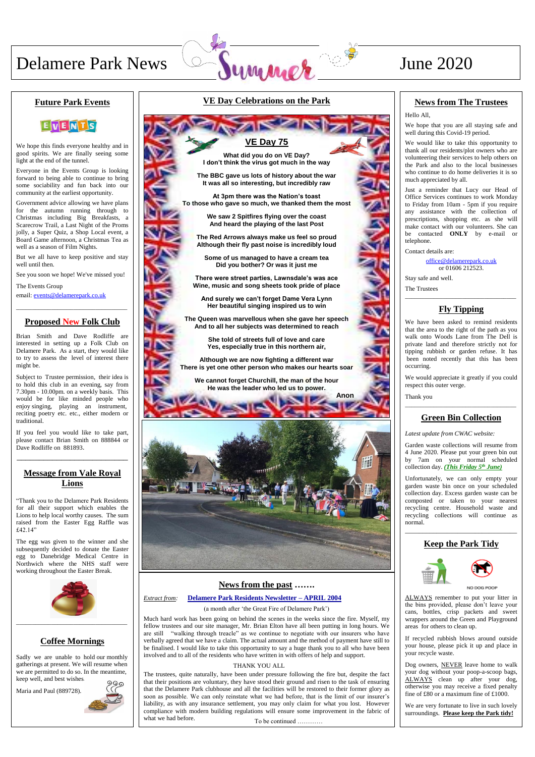# Delamere Park News — Summer — June 2020

## Future Park Events

We hope this finds everyone healthy and in good spirits. We are finally seeing some light at the end of the tunnel.

Everyone in the Events Group is looking forward to being able to continue to bring some sociability and fun back into our community at the earliest opportunity.

Government advice allowing we have plans for the autumn running through to Christmas including Big Breakfasts, a Scarecrow Trail, a Last Night of the Proms jolly, a Super Quiz, a Shop Local event, a Board Game afternoon, a Christmas Tea as well as a season of Film Nights.

But we all have to keep positive and stay well until then.

See you soon we hope! We've missed you!

The Events Group

email: events@delamerepark.co.uk

## Proposed New Folk Club

Brian Smith and Dave Rodliffe are interested in setting up a Folk Club on Delamere Park. As a start, they would like to try to assess the level of interest there might be.

Subject to Trustee permission, their idea is to hold this club in an evening, say from 7.30pm - 10.00pm. on a weekly basis. This would be for like minded people who enjoy singing, playing an instrument, reciting poetry etc. etc., either modern or traditional.

If you feel you would like to take part, please contact Brian Smith on 888844 or Dave Rodliffe on 881893.

## Message from Vale Royal Lions

"Thank you to the Delamere Park Residents for all their support which enables the Lions to help local worthy causes. The sum raised from the Easter Egg Raffle was £42.14"

The egg was given to the winner and she subsequently decided to donate the Easter egg to Danebridge Medical Centre in Northwich where the NHS staff were working throughout the Easter Break.

## Coffee Mornings

Sadly we are unable to hold our monthly gatherings at present. We will resume when we are permitted to do so. In the meantime, keep well, and best wishes.

Maria and Paul (889728).

## VE Day Celebrations on the Park

**VE Day 75**

**What did you do on VE Day?**
**I don't think the virus got much in the way**

**The BBC gave us lots of history about the war**
**It was all so interesting, but incredibly raw**

**At 3pm there was the Nation's toast**
**To those who gave so much, we thanked them the most**

**We saw 2 Spitfires flying over the coast**
**And heard the playing of the last Post**

**The Red Arrows always make us feel so proud**
**Although their fly past noise is incredibly loud**

**Some of us managed to have a cream tea**
**Did you bother? Or was it just me**

**There were street parties, Lawnsdale's was ace**
**Wine, music and song sheets took pride of place**

**And surely we can't forget Dame Vera Lynn**
**Her beautiful singing inspired us to win**

**The Queen was marvellous when she gave her speech**
**And to all her subjects was determined to reach**

**She told of streets full of love and care**
**Yes, especially true in this northern air,**

**Although we are now fighting a different war**
**There is yet one other person who makes our hearts soar**

**We cannot forget Churchill, the man of the hour**
**He was the leader who led us to power.**

**Anon**

## News from the past .......

*Extract from:* **Delamere Park Residents Newsletter – APRIL 2004**

(a month after 'the Great Fire of Delamere Park')

Much hard work has been going on behind the scenes in the weeks since the fire. Myself, my fellow trustees and our site manager, Mr. Brian Elton have all been putting in long hours. We are still "walking through treacle" as we continue to negotiate with our insurers who have verbally agreed that we have a claim. The actual amount and the method of payment have still to be finalised. I would like to take this opportunity to say a huge thank you to all who have been involved and to all of the residents who have written in with offers of help and support.

THANK YOU ALL

The trustees, quite naturally, have been under pressure following the fire but, despite the fact that their positions are voluntary, they have stood their ground and risen to the task of ensuring that the Delamere Park clubhouse and all the facilities will be restored to their former glory as soon as possible. We can only reinstate what we had before, that is the limit of our insurer's liability, as with any insurance settlement, you may only claim for what you lost. However compliance with modern building regulations will ensure some improvement in the fabric of what we had before.

To be continued ............

## News from The Trustees

Hello All,

We hope that you are all staying safe and well during this Covid-19 period.

We would like to take this opportunity to thank all our residents/plot owners who are volunteering their services to help others on the Park and also to the local businesses who continue to do home deliveries it is so much appreciated by all.

Just a reminder that Lucy our Head of Office Services continues to work Monday to Friday from 10am - 5pm if you require any assistance with the collection of prescriptions, shopping etc. as she will make contact with our volunteers. She can be contacted **ONLY** by e-mail or telephone.

Contact details are:

office@delamerepark.co.uk
or 01606 212523.

Stay safe and well.

The Trustees

## Fly Tipping

We have been asked to remind residents that the area to the right of the path as you walk onto Woods Lane from The Dell is private land and therefore strictly not for tipping rubbish or garden refuse. It has been noted recently that this has been occurring.

We would appreciate it greatly if you could respect this outer verge.

Thank you

## Green Bin Collection

*Latest update from CWAC website:*

Garden waste collections will resume from 4 June 2020. Please put your green bin out by 7am on your normal scheduled collection day. ***(This Friday 5th June)***

Unfortunately, we can only empty your garden waste bin once on your scheduled collection day. Excess garden waste can be composted or taken to your nearest recycling centre. Household waste and recycling collections will continue as normal.

## Keep the Park Tidy

NO DOG POOP

ALWAYS remember to put your litter in the bins provided, please don't leave your cans, bottles, crisp packets and sweet wrappers around the Green and Playground areas for others to clean up.

If recycled rubbish blows around outside your house, please pick it up and place in your recycle waste.

Dog owners, NEVER leave home to walk your dog without your poop-a-scoop bags, ALWAYS clean up after your dog, otherwise you may receive a fixed penalty fine of £80 or a maximum fine of £1000.

We are very fortunate to live in such lovely surroundings. **Please keep the Park tidy!**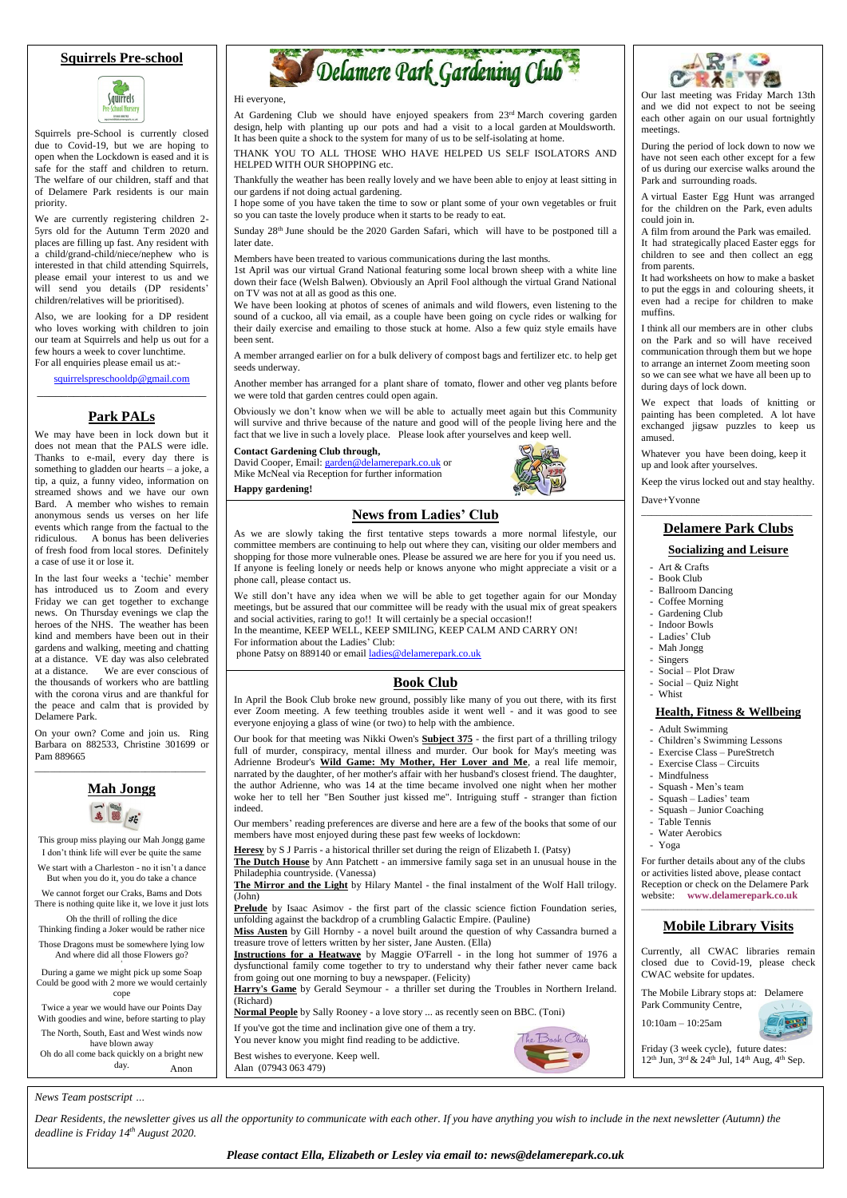## Squirrels Pre-school

Squirrels pre-School is currently closed due to Covid-19, but we are hoping to open when the Lockdown is eased and it is safe for the staff and children to return. The welfare of our children, staff and that of Delamere Park residents is our main priority.

We are currently registering children 2-5yrs old for the Autumn Term 2020 and places are filling up fast. Any resident with a child/grand-child/niece/nephew who is interested in that child attending Squirrels, please email your interest to us and we will send you details (DP residents' children/relatives will be prioritised).

Also, we are looking for a DP resident who loves working with children to join our team at Squirrels and help us out for a few hours a week to cover lunchtime. For all enquiries please email us at:-

squirrelspreschooldp@gmail.com

## Park PALs

We may have been in lock down but it does not mean that the PALS were idle. Thanks to e-mail, every day there is something to gladden our hearts – a joke, a tip, a quiz, a funny video, information on streamed shows and we have our own Bard. A member who wishes to remain anonymous sends us verses on her life events which range from the factual to the ridiculous. A bonus has been deliveries of fresh food from local stores. Definitely a case of use it or lose it.

In the last four weeks a 'techie' member has introduced us to Zoom and every Friday we can get together to exchange news. On Thursday evenings we clap the heroes of the NHS. The weather has been kind and members have been out in their gardens and walking, meeting and chatting at a distance. VE day was also celebrated at a distance. We are ever conscious of the thousands of workers who are battling with the corona virus and are thankful for the peace and calm that is provided by Delamere Park.

On your own? Come and join us. Ring Barbara on 882533, Christine 301699 or Pam 889665

## Mah Jongg

This group miss playing our Mah Jongg game
I don't think life will ever be quite the same

We start with a Charleston - no it isn't a dance
But when you do it, you do take a chance

We cannot forget our Craks, Bams and Dots
There is nothing quite like it, we love it just lots

Oh the thrill of rolling the dice
Thinking finding a Joker would be rather nice

Those Dragons must be somewhere lying low
And where did all those Flowers go?

During a game we might pick up some Soap
Could be good with 2 more we would certainly cope

Twice a year we would have our Points Day
With goodies and wine, before starting to play

The North, South, East and West winds now have blown away
Oh do all come back quickly on a bright new day.

Anon

## Delamere Park Gardening Club

Hi everyone,

At Gardening Club we should have enjoyed speakers from 23rd March covering garden design, help with planting up our pots and had a visit to a local garden at Mouldsworth. It has been quite a shock to the system for many of us to be self-isolating at home.

THANK YOU TO ALL THOSE WHO HAVE HELPED US SELF ISOLATORS AND HELPED WITH OUR SHOPPING etc.

Thankfully the weather has been really lovely and we have been able to enjoy at least sitting in our gardens if not doing actual gardening.

I hope some of you have taken the time to sow or plant some of your own vegetables or fruit so you can taste the lovely produce when it starts to be ready to eat.

Sunday 28th June should be the 2020 Garden Safari, which will have to be postponed till a later date.

Members have been treated to various communications during the last months.

1st April was our virtual Grand National featuring some local brown sheep with a white line down their face (Welsh Balwen). Obviously an April Fool although the virtual Grand National on TV was not at all as good as this one.

We have been looking at photos of scenes of animals and wild flowers, even listening to the sound of a cuckoo, all via email, as a couple have been going on cycle rides or walking for their daily exercise and emailing to those stuck at home. Also a few quiz style emails have been sent.

A member arranged earlier on for a bulk delivery of compost bags and fertilizer etc. to help get seeds underway.

Another member has arranged for a plant share of tomato, flower and other veg plants before we were told that garden centres could open again.

Obviously we don't know when we will be able to actually meet again but this Community will survive and thrive because of the nature and good will of the people living here and the fact that we live in such a lovely place. Please look after yourselves and keep well.

**Contact Gardening Club through,**
David Cooper, Email: garden@delamerepark.co.uk or
Mike McNeal via Reception for further information

**Happy gardening!**

## News from Ladies' Club

As we are slowly taking the first tentative steps towards a more normal lifestyle, our committee members are continuing to help out where they can, visiting our older members and shopping for those more vulnerable ones. Please be assured we are here for you if you need us. If anyone is feeling lonely or needs help or knows anyone who might appreciate a visit or a phone call, please contact us.

We still don't have any idea when we will be able to get together again for our Monday meetings, but be assured that our committee will be ready with the usual mix of great speakers and social activities, raring to go!! It will certainly be a special occasion!!

In the meantime, KEEP WELL, KEEP SMILING, KEEP CALM AND CARRY ON!

For information about the Ladies' Club:
phone Patsy on 889140 or email ladies@delamerepark.co.uk

## Book Club

In April the Book Club broke new ground, possibly like many of you out there, with its first ever Zoom meeting. A few teething troubles aside it went well - and it was good to see everyone enjoying a glass of wine (or two) to help with the ambience.

Our book for that meeting was Nikki Owen's **Subject 375** - the first part of a thrilling trilogy full of murder, conspiracy, mental illness and murder. Our book for May's meeting was Adrienne Brodeur's **Wild Game: My Mother, Her Lover and Me**, a real life memoir, narrated by the daughter, of her mother's affair with her husband's closest friend. The daughter, the author Adrienne, who was 14 at the time became involved one night when her mother woke her to tell her "Ben Souther just kissed me". Intriguing stuff - stranger than fiction indeed.

Our members' reading preferences are diverse and here are a few of the books that some of our members have most enjoyed during these past few weeks of lockdown:

**Heresy** by S J Parris - a historical thriller set during the reign of Elizabeth I. (Patsy)

**The Dutch House** by Ann Patchett - an immersive family saga set in an unusual house in the Philadephia countryside. (Vanessa)

**The Mirror and the Light** by Hilary Mantel - the final instalment of the Wolf Hall trilogy. (John)

**Prelude** by Isaac Asimov - the first part of the classic science fiction Foundation series, unfolding against the backdrop of a crumbling Galactic Empire. (Pauline)

**Miss Austen** by Gill Hornby - a novel built around the question of why Cassandra burned a treasure trove of letters written by her sister, Jane Austen. (Ella)

**Instructions for a Heatwave** by Maggie O'Farrell - in the long hot summer of 1976 a dysfunctional family come together to try to understand why their father never came back from going out one morning to buy a newspaper. (Felicity)

**Harry's Game** by Gerald Seymour - a thriller set during the Troubles in Northern Ireland. (Richard)

**Normal People** by Sally Rooney - a love story ... as recently seen on BBC. (Toni)

If you've got the time and inclination give one of them a try.
You never know you might find reading to be addictive.

Best wishes to everyone. Keep well.
Alan (07943 063 479)

## Art & Crafts

Our last meeting was Friday March 13th and we did not expect to be not seeing each other again on our usual fortnightly meetings.

During the period of lock down to now we have not seen each other except for a few of us during our exercise walks around the Park and surrounding roads.

A virtual Easter Egg Hunt was arranged for the children on the Park, even adults could join in.

A film from around the Park was emailed. It had strategically placed Easter eggs for children to see and then collect an egg from parents.

It had worksheets on how to make a basket to put the eggs in and colouring sheets, it even had a recipe for children to make muffins.

I think all our members are in other clubs on the Park and so will have received communication through them but we hope to arrange an internet Zoom meeting soon so we can see what we have all been up to during days of lock down.

We expect that loads of knitting or painting has been completed. A lot have exchanged jigsaw puzzles to keep us amused.

Whatever you have been doing, keep it up and look after yourselves.

Keep the virus locked out and stay healthy.

Dave+Yvonne

## Delamere Park Clubs

### Socializing and Leisure

- Art & Crafts
- Book Club
- Ballroom Dancing
- Coffee Morning
- Gardening Club
- Indoor Bowls
- Ladies' Club
- Mah Jongg
- Singers
- Social – Plot Draw
- Social – Quiz Night
- Whist

### Health, Fitness & Wellbeing

- Adult Swimming
- Children's Swimming Lessons
- Exercise Class – PureStretch
- Exercise Class – Circuits
- Mindfulness
- Squash - Men's team
- Squash – Ladies' team
- Squash – Junior Coaching
- Table Tennis
- Water Aerobics
- Yoga

For further details about any of the clubs or activities listed above, please contact Reception or check on the Delamere Park website: **www.delamerepark.co.uk**

## Mobile Library Visits

Currently, all CWAC libraries remain closed due to Covid-19, please check CWAC website for updates.

The Mobile Library stops at: Delamere Park Community Centre,

10:10am – 10:25am

Friday (3 week cycle), future dates: 12th Jun, 3rd & 24th Jul, 14th Aug, 4th Sep.

*News Team postscript …*

*Dear Residents, the newsletter gives us all the opportunity to communicate with each other. If you have anything you wish to include in the next newsletter (Autumn) the deadline is Friday 14th August 2020.*

***Please contact Ella, Elizabeth or Lesley via email to: news@delamerepark.co.uk***